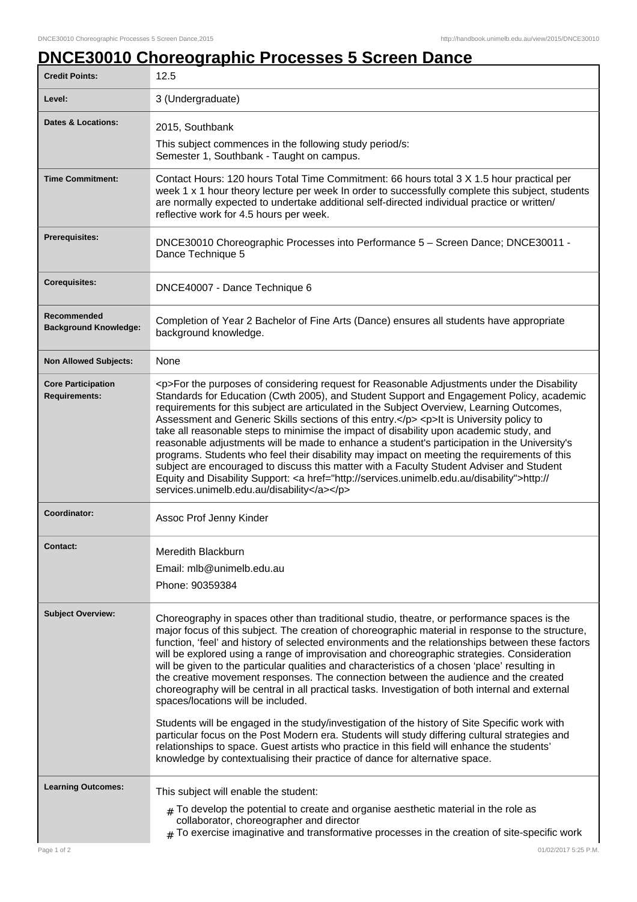# DNCE30010 Choreographic Processes 5 Screen Dance

| | |
|---|---|
| **Credit Points:** | 12.5 |
| **Level:** | 3 (Undergraduate) |
| **Dates & Locations:** | 2015, Southbank<br>This subject commences in the following study period/s:<br>Semester 1, Southbank - Taught on campus. |
| **Time Commitment:** | Contact Hours: 120 hours Total Time Commitment: 66 hours total 3 X 1.5 hour practical per week 1 x 1 hour theory lecture per week In order to successfully complete this subject, students are normally expected to undertake additional self-directed individual practice or written/reflective work for 4.5 hours per week. |
| **Prerequisites:** | DNCE30010 Choreographic Processes into Performance 5 – Screen Dance; DNCE30011 - Dance Technique 5 |
| **Corequisites:** | DNCE40007 - Dance Technique 6 |
| **Recommended Background Knowledge:** | Completion of Year 2 Bachelor of Fine Arts (Dance) ensures all students have appropriate background knowledge. |
| **Non Allowed Subjects:** | None |
| **Core Participation Requirements:** | <p>For the purposes of considering request for Reasonable Adjustments under the Disability Standards for Education (Cwth 2005), and Student Support and Engagement Policy, academic requirements for this subject are articulated in the Subject Overview, Learning Outcomes, Assessment and Generic Skills sections of this entry.</p> <p>It is University policy to take all reasonable steps to minimise the impact of disability upon academic study, and reasonable adjustments will be made to enhance a student's participation in the University's programs. Students who feel their disability may impact on meeting the requirements of this subject are encouraged to discuss this matter with a Faculty Student Adviser and Student Equity and Disability Support: <a href="http://services.unimelb.edu.au/disability">http://services.unimelb.edu.au/disability</a></p> |
| **Coordinator:** | Assoc Prof Jenny Kinder |
| **Contact:** | Meredith Blackburn<br>Email: mlb@unimelb.edu.au<br>Phone: 90359384 |
| **Subject Overview:** | Choreography in spaces other than traditional studio, theatre, or performance spaces is the major focus of this subject. The creation of choreographic material in response to the structure, function, 'feel' and history of selected environments and the relationships between these factors will be explored using a range of improvisation and choreographic strategies. Consideration will be given to the particular qualities and characteristics of a chosen 'place' resulting in the creative movement responses. The connection between the audience and the created choreography will be central in all practical tasks. Investigation of both internal and external spaces/locations will be included.<br><br>Students will be engaged in the study/investigation of the history of Site Specific work with particular focus on the Post Modern era. Students will study differing cultural strategies and relationships to space. Guest artists who practice in this field will enhance the students' knowledge by contextualising their practice of dance for alternative space. |
| **Learning Outcomes:** | This subject will enable the student:<br># To develop the potential to create and organise aesthetic material in the role as collaborator, choreographer and director<br># To exercise imaginative and transformative processes in the creation of site-specific work |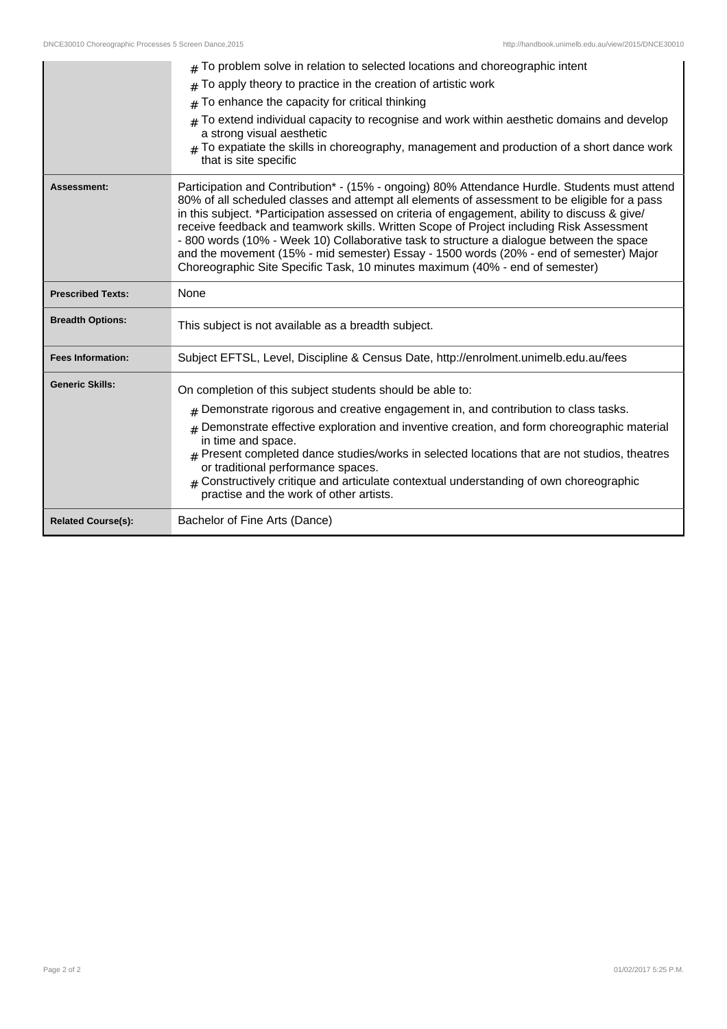| | |
|---|---|
| | # To problem solve in relation to selected locations and choreographic intent<br># To apply theory to practice in the creation of artistic work<br># To enhance the capacity for critical thinking<br># To extend individual capacity to recognise and work within aesthetic domains and develop a strong visual aesthetic<br># To expatiate the skills in choreography, management and production of a short dance work that is site specific |
| **Assessment:** | Participation and Contribution* - (15% - ongoing) 80% Attendance Hurdle. Students must attend 80% of all scheduled classes and attempt all elements of assessment to be eligible for a pass in this subject. *Participation assessed on criteria of engagement, ability to discuss & give/ receive feedback and teamwork skills. Written Scope of Project including Risk Assessment - 800 words (10% - Week 10) Collaborative task to structure a dialogue between the space and the movement (15% - mid semester) Essay - 1500 words (20% - end of semester) Major Choreographic Site Specific Task, 10 minutes maximum (40% - end of semester) |
| **Prescribed Texts:** | None |
| **Breadth Options:** | This subject is not available as a breadth subject. |
| **Fees Information:** | Subject EFTSL, Level, Discipline & Census Date, http://enrolment.unimelb.edu.au/fees |
| **Generic Skills:** | On completion of this subject students should be able to:<br># Demonstrate rigorous and creative engagement in, and contribution to class tasks.<br># Demonstrate effective exploration and inventive creation, and form choreographic material in time and space.<br># Present completed dance studies/works in selected locations that are not studios, theatres or traditional performance spaces.<br># Constructively critique and articulate contextual understanding of own choreographic practise and the work of other artists. |
| **Related Course(s):** | Bachelor of Fine Arts (Dance) |